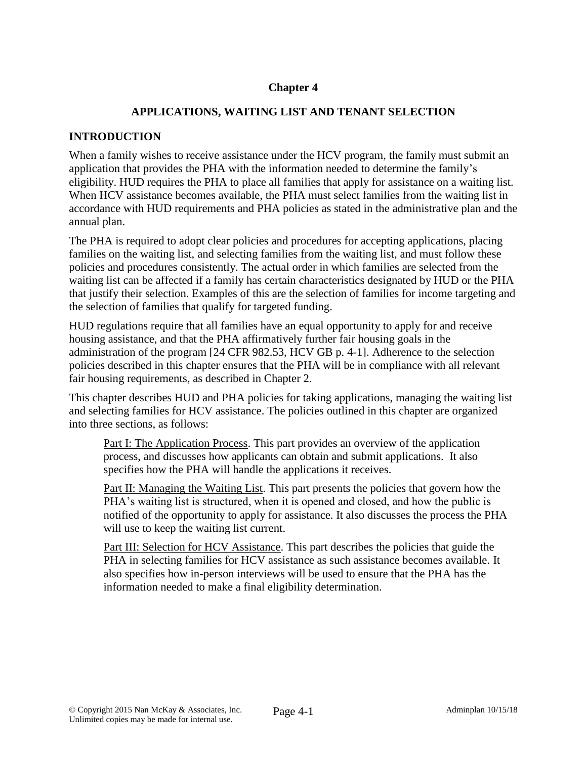# Chapter 4

## APPLICATIONS, WAITING LIST AND TENANT SELECTION

### INTRODUCTION

When a family wishes to receive assistance under the HCV program, the family must submit an application that provides the PHA with the information needed to determine the family's eligibility. HUD requires the PHA to place all families that apply for assistance on a waiting list. When HCV assistance becomes available, the PHA must select families from the waiting list in accordance with HUD requirements and PHA policies as stated in the administrative plan and the annual plan.

The PHA is required to adopt clear policies and procedures for accepting applications, placing families on the waiting list, and selecting families from the waiting list, and must follow these policies and procedures consistently. The actual order in which families are selected from the waiting list can be affected if a family has certain characteristics designated by HUD or the PHA that justify their selection. Examples of this are the selection of families for income targeting and the selection of families that qualify for targeted funding.

HUD regulations require that all families have an equal opportunity to apply for and receive housing assistance, and that the PHA affirmatively further fair housing goals in the administration of the program [24 CFR 982.53, HCV GB p. 4-1]. Adherence to the selection policies described in this chapter ensures that the PHA will be in compliance with all relevant fair housing requirements, as described in Chapter 2.

This chapter describes HUD and PHA policies for taking applications, managing the waiting list and selecting families for HCV assistance. The policies outlined in this chapter are organized into three sections, as follows:

> Part I: The Application Process. This part provides an overview of the application process, and discusses how applicants can obtain and submit applications. It also specifies how the PHA will handle the applications it receives.
>
> Part II: Managing the Waiting List. This part presents the policies that govern how the PHA's waiting list is structured, when it is opened and closed, and how the public is notified of the opportunity to apply for assistance. It also discusses the process the PHA will use to keep the waiting list current.
>
> Part III: Selection for HCV Assistance. This part describes the policies that guide the PHA in selecting families for HCV assistance as such assistance becomes available. It also specifies how in-person interviews will be used to ensure that the PHA has the information needed to make a final eligibility determination.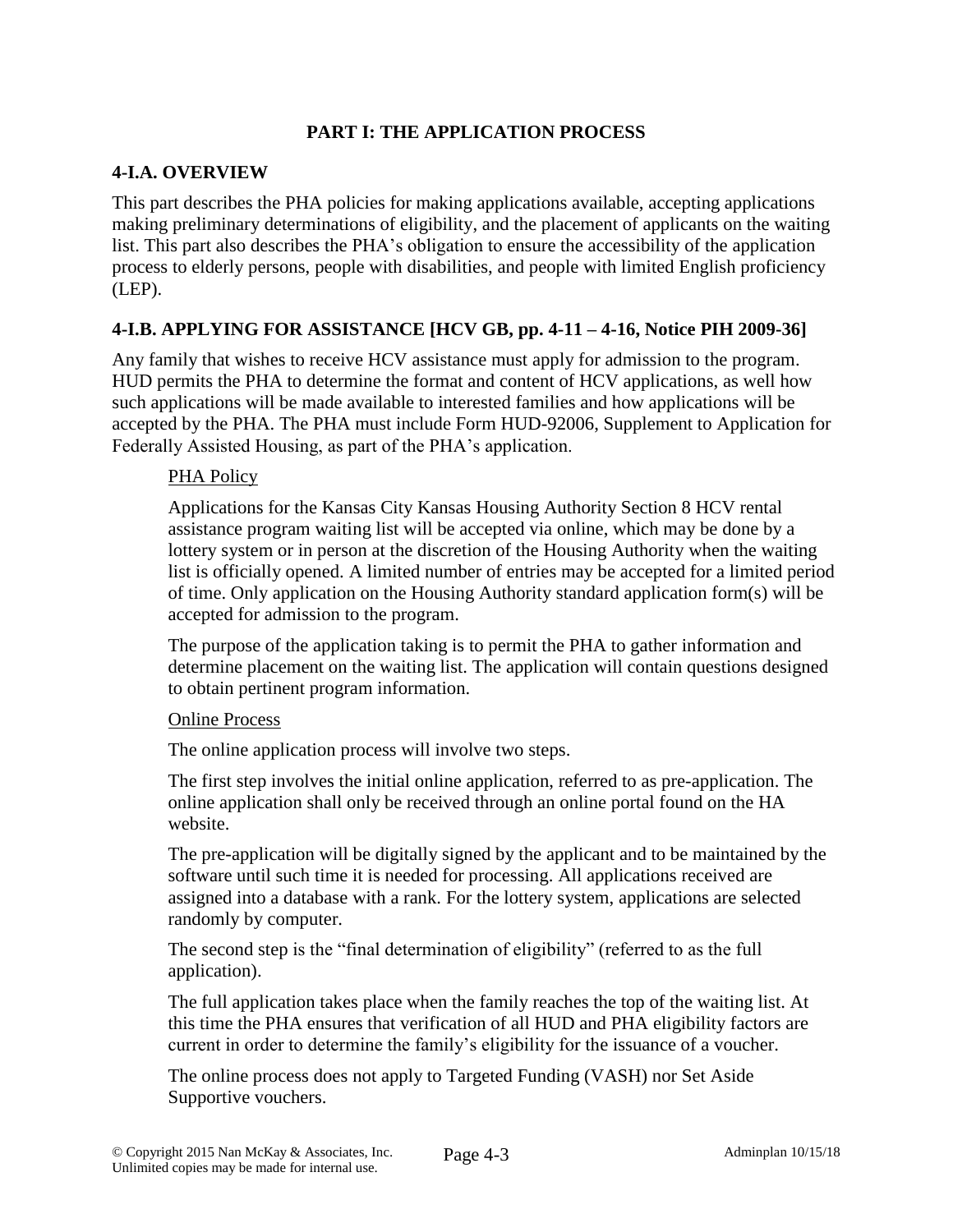## PART I: THE APPLICATION PROCESS

### 4-I.A. OVERVIEW

This part describes the PHA policies for making applications available, accepting applications making preliminary determinations of eligibility, and the placement of applicants on the waiting list. This part also describes the PHA's obligation to ensure the accessibility of the application process to elderly persons, people with disabilities, and people with limited English proficiency (LEP).

### 4-I.B. APPLYING FOR ASSISTANCE [HCV GB, pp. 4-11 – 4-16, Notice PIH 2009-36]

Any family that wishes to receive HCV assistance must apply for admission to the program. HUD permits the PHA to determine the format and content of HCV applications, as well how such applications will be made available to interested families and how applications will be accepted by the PHA. The PHA must include Form HUD-92006, Supplement to Application for Federally Assisted Housing, as part of the PHA's application.

PHA Policy

Applications for the Kansas City Kansas Housing Authority Section 8 HCV rental assistance program waiting list will be accepted via online, which may be done by a lottery system or in person at the discretion of the Housing Authority when the waiting list is officially opened. A limited number of entries may be accepted for a limited period of time. Only application on the Housing Authority standard application form(s) will be accepted for admission to the program.

The purpose of the application taking is to permit the PHA to gather information and determine placement on the waiting list. The application will contain questions designed to obtain pertinent program information.

Online Process

The online application process will involve two steps.

The first step involves the initial online application, referred to as pre-application. The online application shall only be received through an online portal found on the HA website.

The pre-application will be digitally signed by the applicant and to be maintained by the software until such time it is needed for processing. All applications received are assigned into a database with a rank. For the lottery system, applications are selected randomly by computer.

The second step is the "final determination of eligibility" (referred to as the full application).

The full application takes place when the family reaches the top of the waiting list. At this time the PHA ensures that verification of all HUD and PHA eligibility factors are current in order to determine the family's eligibility for the issuance of a voucher.

The online process does not apply to Targeted Funding (VASH) nor Set Aside Supportive vouchers.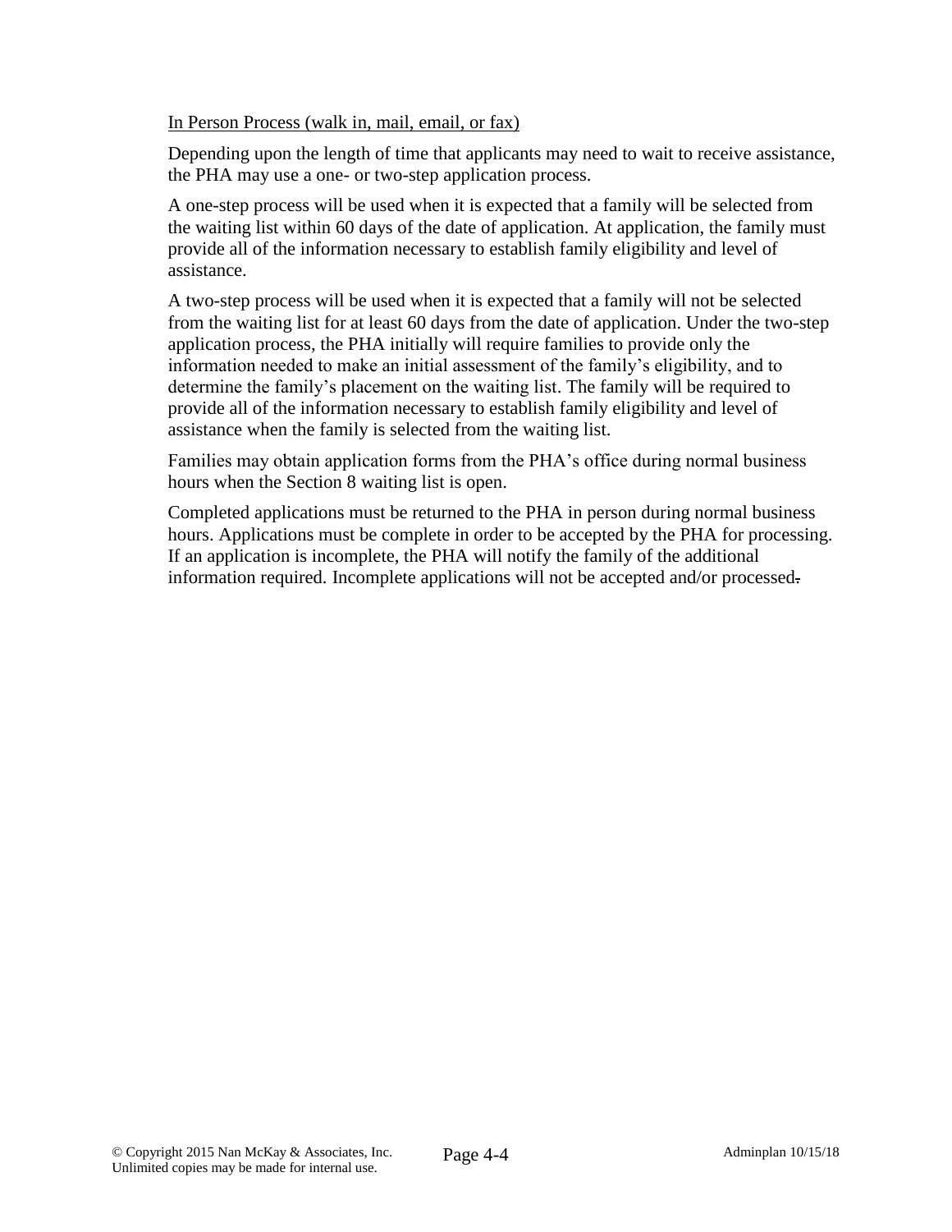<u>In Person Process (walk in, mail, email, or fax)</u>

Depending upon the length of time that applicants may need to wait to receive assistance, the PHA may use a one- or two-step application process.

A one-step process will be used when it is expected that a family will be selected from the waiting list within 60 days of the date of application. At application, the family must provide all of the information necessary to establish family eligibility and level of assistance.

A two-step process will be used when it is expected that a family will not be selected from the waiting list for at least 60 days from the date of application. Under the two-step application process, the PHA initially will require families to provide only the information needed to make an initial assessment of the family's eligibility, and to determine the family's placement on the waiting list. The family will be required to provide all of the information necessary to establish family eligibility and level of assistance when the family is selected from the waiting list.

Families may obtain application forms from the PHA's office during normal business hours when the Section 8 waiting list is open.

Completed applications must be returned to the PHA in person during normal business hours. Applications must be complete in order to be accepted by the PHA for processing. If an application is incomplete, the PHA will notify the family of the additional information required. Incomplete applications will not be accepted and/or processed.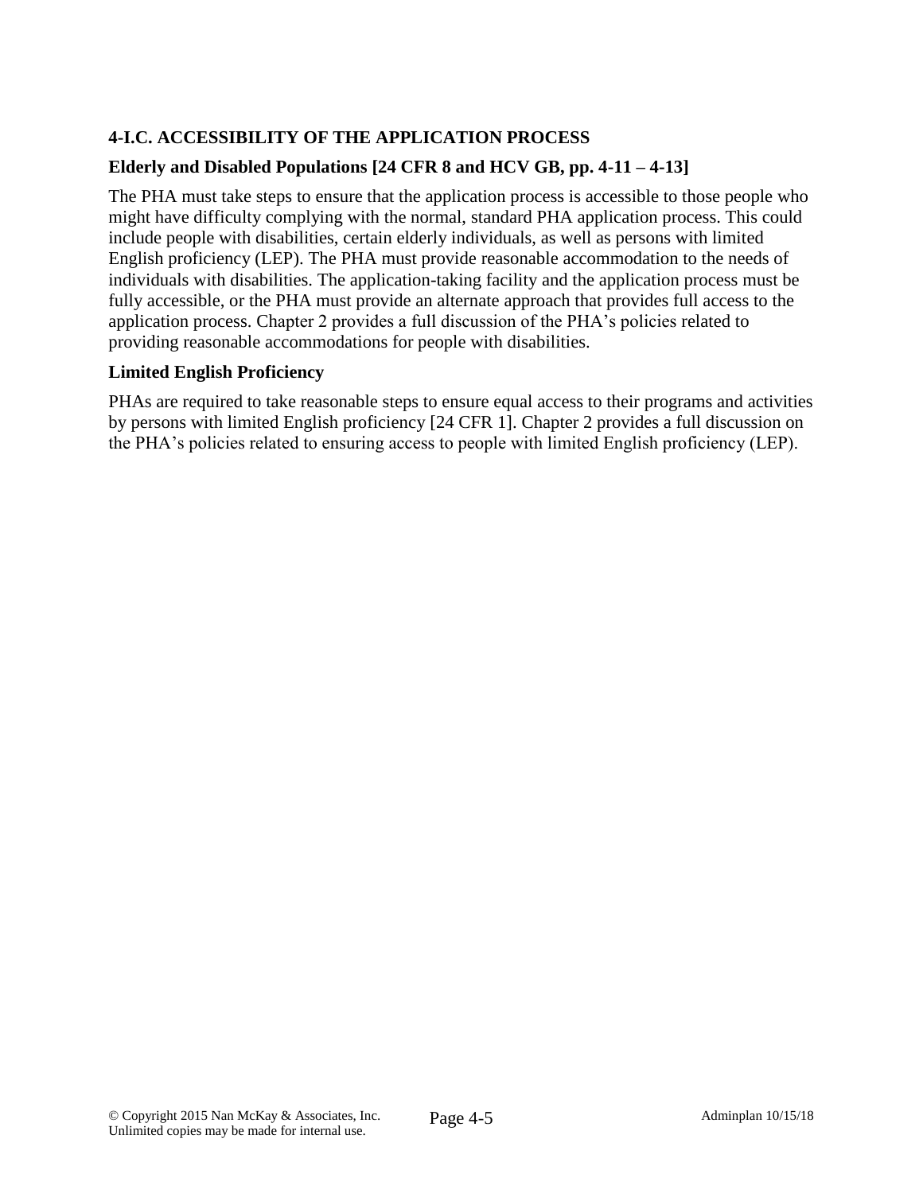### 4-I.C. ACCESSIBILITY OF THE APPLICATION PROCESS

#### Elderly and Disabled Populations [24 CFR 8 and HCV GB, pp. 4-11 – 4-13]

The PHA must take steps to ensure that the application process is accessible to those people who might have difficulty complying with the normal, standard PHA application process. This could include people with disabilities, certain elderly individuals, as well as persons with limited English proficiency (LEP). The PHA must provide reasonable accommodation to the needs of individuals with disabilities. The application-taking facility and the application process must be fully accessible, or the PHA must provide an alternate approach that provides full access to the application process. Chapter 2 provides a full discussion of the PHA's policies related to providing reasonable accommodations for people with disabilities.

#### Limited English Proficiency

PHAs are required to take reasonable steps to ensure equal access to their programs and activities by persons with limited English proficiency [24 CFR 1]. Chapter 2 provides a full discussion on the PHA's policies related to ensuring access to people with limited English proficiency (LEP).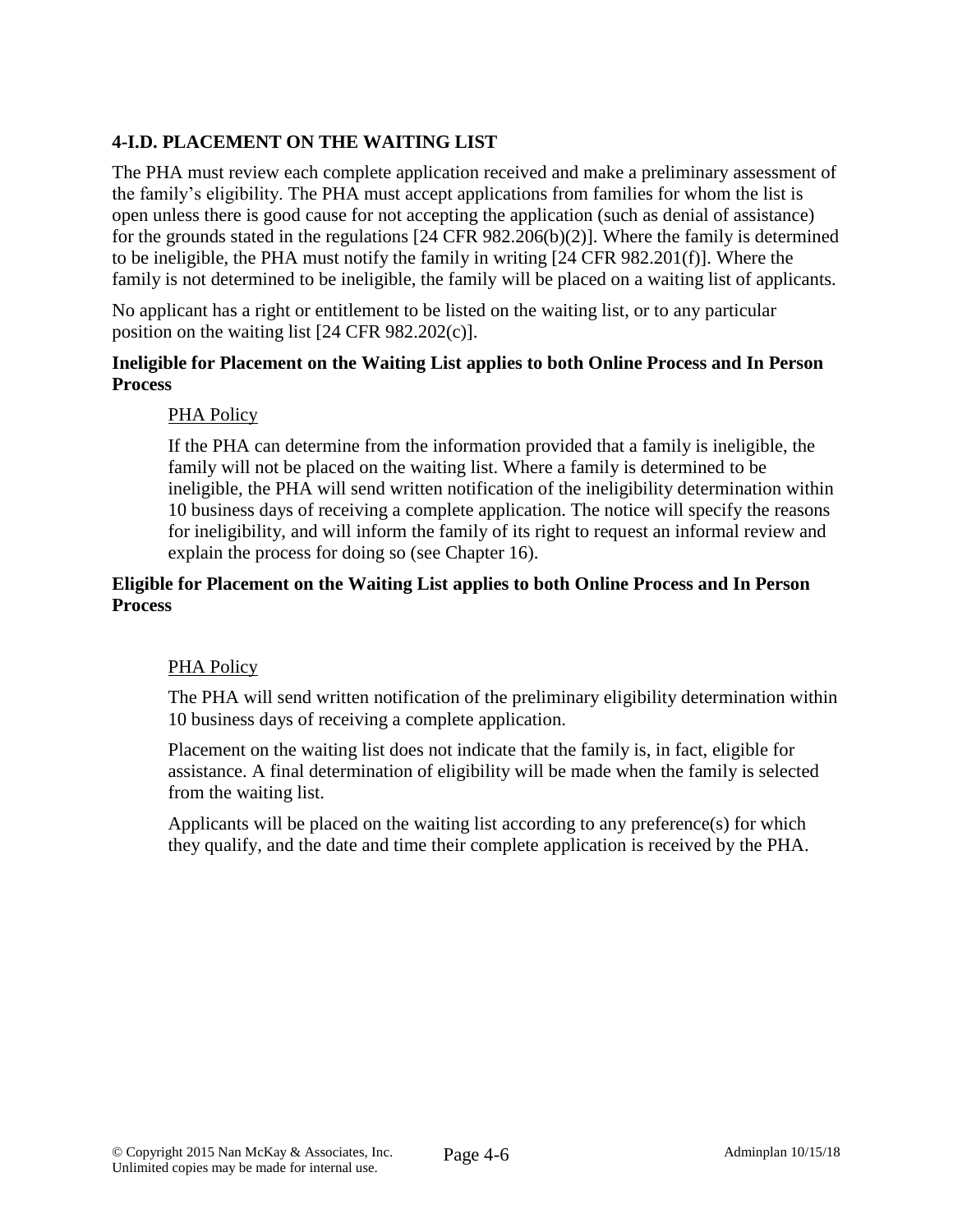### 4-I.D. PLACEMENT ON THE WAITING LIST

The PHA must review each complete application received and make a preliminary assessment of the family's eligibility. The PHA must accept applications from families for whom the list is open unless there is good cause for not accepting the application (such as denial of assistance) for the grounds stated in the regulations [24 CFR 982.206(b)(2)]. Where the family is determined to be ineligible, the PHA must notify the family in writing [24 CFR 982.201(f)]. Where the family is not determined to be ineligible, the family will be placed on a waiting list of applicants.

No applicant has a right or entitlement to be listed on the waiting list, or to any particular position on the waiting list [24 CFR 982.202(c)].

**Ineligible for Placement on the Waiting List applies to both Online Process and In Person Process**

PHA Policy

If the PHA can determine from the information provided that a family is ineligible, the family will not be placed on the waiting list. Where a family is determined to be ineligible, the PHA will send written notification of the ineligibility determination within 10 business days of receiving a complete application. The notice will specify the reasons for ineligibility, and will inform the family of its right to request an informal review and explain the process for doing so (see Chapter 16).

**Eligible for Placement on the Waiting List applies to both Online Process and In Person Process**

PHA Policy

The PHA will send written notification of the preliminary eligibility determination within 10 business days of receiving a complete application.

Placement on the waiting list does not indicate that the family is, in fact, eligible for assistance. A final determination of eligibility will be made when the family is selected from the waiting list.

Applicants will be placed on the waiting list according to any preference(s) for which they qualify, and the date and time their complete application is received by the PHA.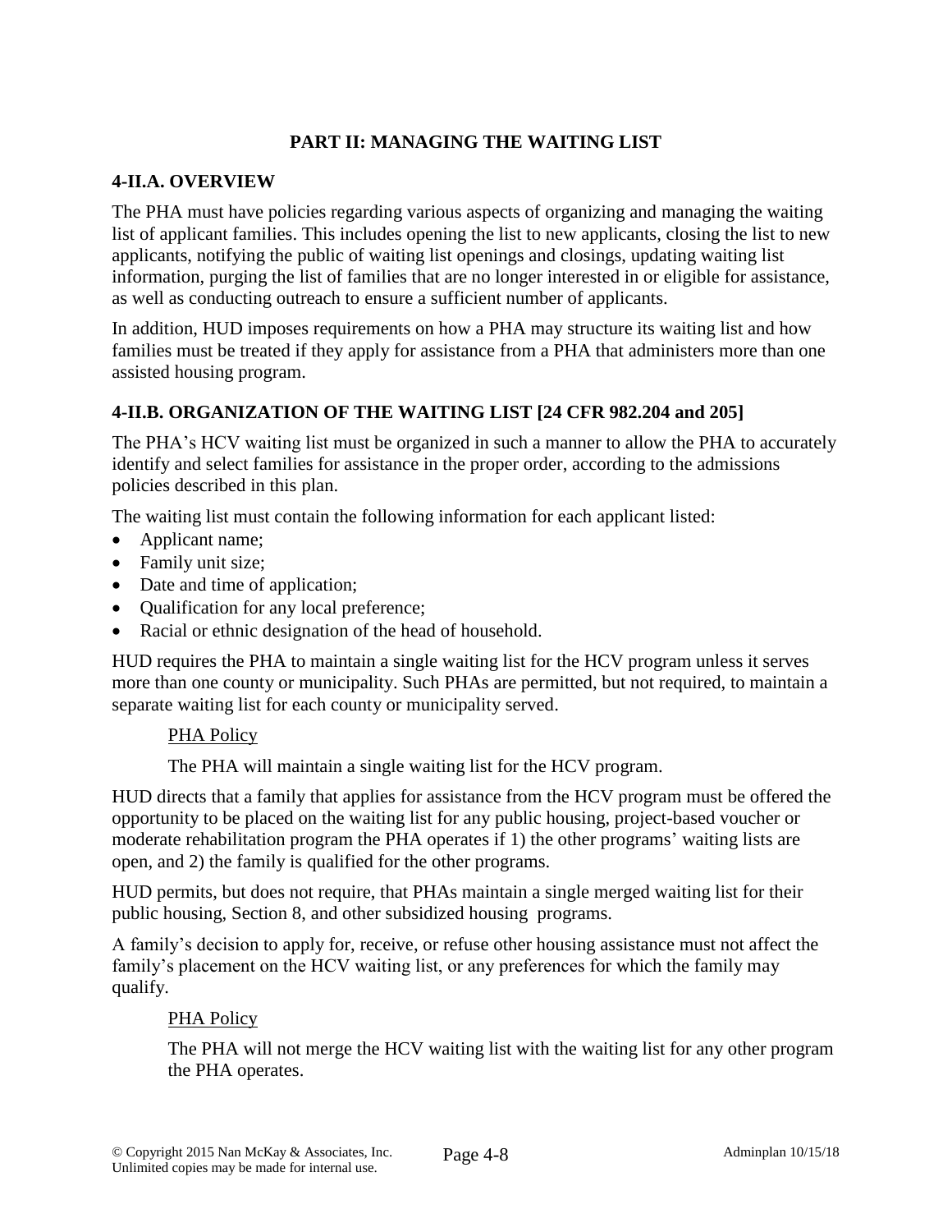## PART II: MANAGING THE WAITING LIST

### 4-II.A. OVERVIEW

The PHA must have policies regarding various aspects of organizing and managing the waiting list of applicant families. This includes opening the list to new applicants, closing the list to new applicants, notifying the public of waiting list openings and closings, updating waiting list information, purging the list of families that are no longer interested in or eligible for assistance, as well as conducting outreach to ensure a sufficient number of applicants.

In addition, HUD imposes requirements on how a PHA may structure its waiting list and how families must be treated if they apply for assistance from a PHA that administers more than one assisted housing program.

### 4-II.B. ORGANIZATION OF THE WAITING LIST [24 CFR 982.204 and 205]

The PHA's HCV waiting list must be organized in such a manner to allow the PHA to accurately identify and select families for assistance in the proper order, according to the admissions policies described in this plan.

The waiting list must contain the following information for each applicant listed:

- Applicant name;
- Family unit size;
- Date and time of application;
- Qualification for any local preference;
- Racial or ethnic designation of the head of household.

HUD requires the PHA to maintain a single waiting list for the HCV program unless it serves more than one county or municipality. Such PHAs are permitted, but not required, to maintain a separate waiting list for each county or municipality served.

> PHA Policy
>
> The PHA will maintain a single waiting list for the HCV program.

HUD directs that a family that applies for assistance from the HCV program must be offered the opportunity to be placed on the waiting list for any public housing, project-based voucher or moderate rehabilitation program the PHA operates if 1) the other programs' waiting lists are open, and 2) the family is qualified for the other programs.

HUD permits, but does not require, that PHAs maintain a single merged waiting list for their public housing, Section 8, and other subsidized housing programs.

A family's decision to apply for, receive, or refuse other housing assistance must not affect the family's placement on the HCV waiting list, or any preferences for which the family may qualify.

> PHA Policy
>
> The PHA will not merge the HCV waiting list with the waiting list for any other program the PHA operates.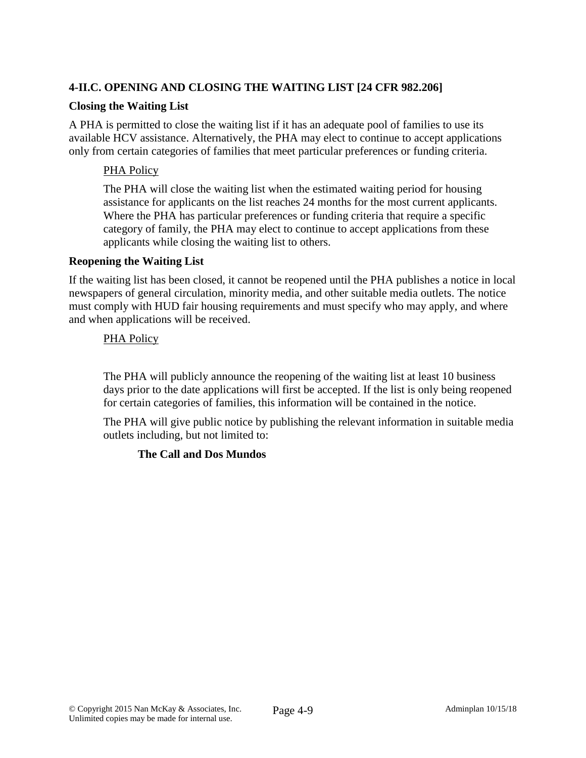## 4-II.C. OPENING AND CLOSING THE WAITING LIST [24 CFR 982.206]

### Closing the Waiting List

A PHA is permitted to close the waiting list if it has an adequate pool of families to use its available HCV assistance. Alternatively, the PHA may elect to continue to accept applications only from certain categories of families that meet particular preferences or funding criteria.

PHA Policy

The PHA will close the waiting list when the estimated waiting period for housing assistance for applicants on the list reaches 24 months for the most current applicants. Where the PHA has particular preferences or funding criteria that require a specific category of family, the PHA may elect to continue to accept applications from these applicants while closing the waiting list to others.

### Reopening the Waiting List

If the waiting list has been closed, it cannot be reopened until the PHA publishes a notice in local newspapers of general circulation, minority media, and other suitable media outlets. The notice must comply with HUD fair housing requirements and must specify who may apply, and where and when applications will be received.

PHA Policy

The PHA will publicly announce the reopening of the waiting list at least 10 business days prior to the date applications will first be accepted. If the list is only being reopened for certain categories of families, this information will be contained in the notice.

The PHA will give public notice by publishing the relevant information in suitable media outlets including, but not limited to:

**The Call and Dos Mundos**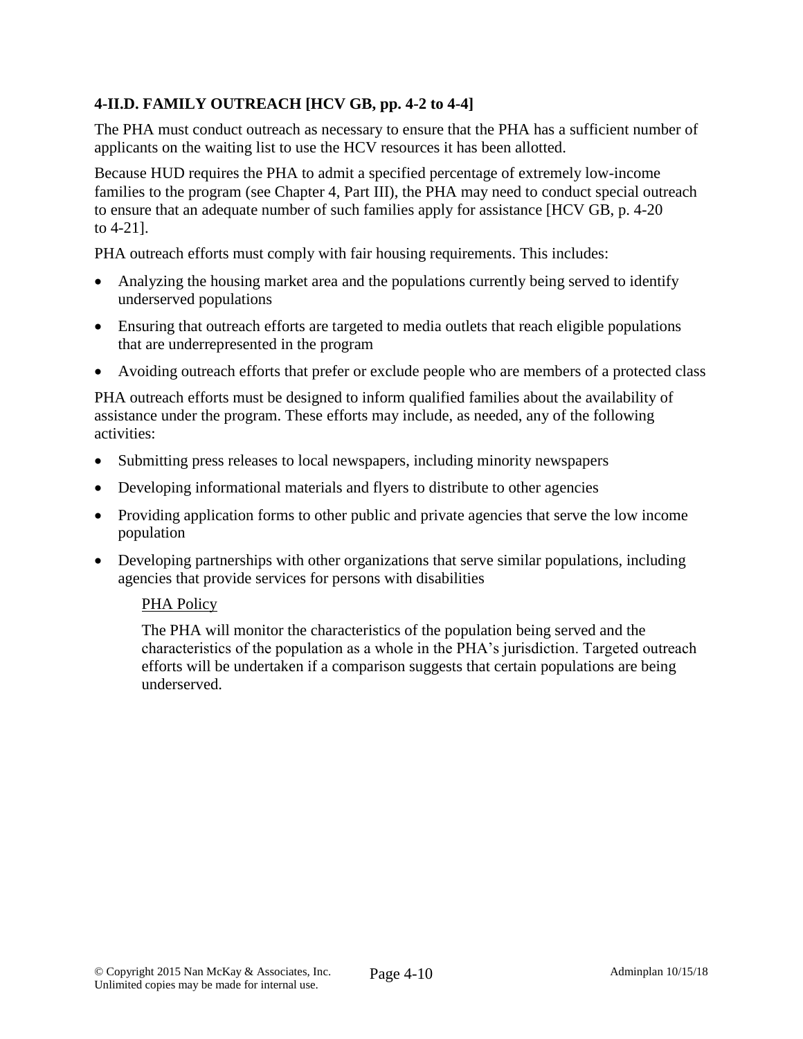### 4-II.D. FAMILY OUTREACH [HCV GB, pp. 4-2 to 4-4]

The PHA must conduct outreach as necessary to ensure that the PHA has a sufficient number of applicants on the waiting list to use the HCV resources it has been allotted.

Because HUD requires the PHA to admit a specified percentage of extremely low-income families to the program (see Chapter 4, Part III), the PHA may need to conduct special outreach to ensure that an adequate number of such families apply for assistance [HCV GB, p. 4-20 to 4-21].

PHA outreach efforts must comply with fair housing requirements. This includes:

- Analyzing the housing market area and the populations currently being served to identify underserved populations
- Ensuring that outreach efforts are targeted to media outlets that reach eligible populations that are underrepresented in the program
- Avoiding outreach efforts that prefer or exclude people who are members of a protected class

PHA outreach efforts must be designed to inform qualified families about the availability of assistance under the program. These efforts may include, as needed, any of the following activities:

- Submitting press releases to local newspapers, including minority newspapers
- Developing informational materials and flyers to distribute to other agencies
- Providing application forms to other public and private agencies that serve the low income population
- Developing partnerships with other organizations that serve similar populations, including agencies that provide services for persons with disabilities

> PHA Policy
>
> The PHA will monitor the characteristics of the population being served and the characteristics of the population as a whole in the PHA's jurisdiction. Targeted outreach efforts will be undertaken if a comparison suggests that certain populations are being underserved.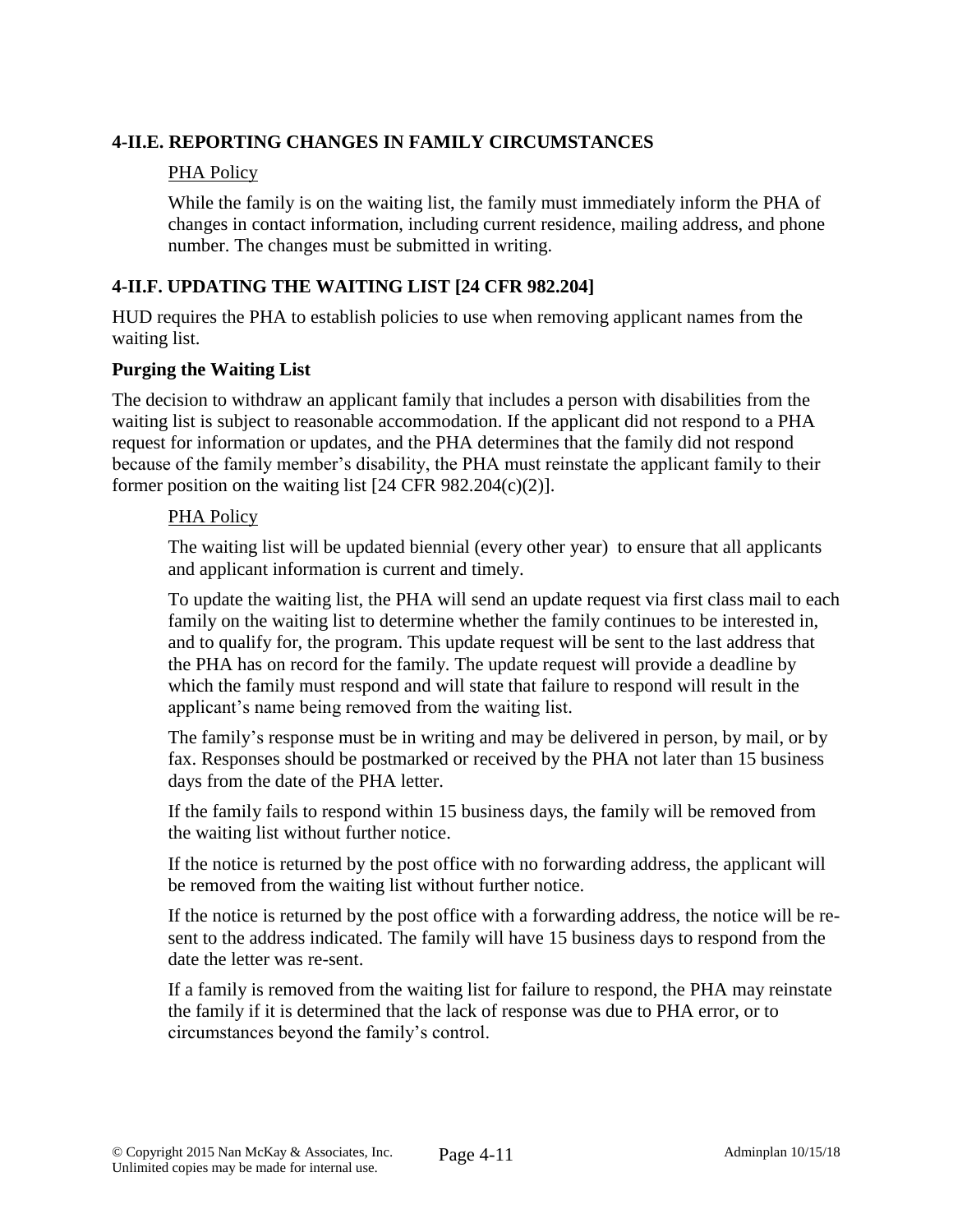### 4-II.E. REPORTING CHANGES IN FAMILY CIRCUMSTANCES

PHA Policy

While the family is on the waiting list, the family must immediately inform the PHA of changes in contact information, including current residence, mailing address, and phone number. The changes must be submitted in writing.

### 4-II.F. UPDATING THE WAITING LIST [24 CFR 982.204]

HUD requires the PHA to establish policies to use when removing applicant names from the waiting list.

**Purging the Waiting List**

The decision to withdraw an applicant family that includes a person with disabilities from the waiting list is subject to reasonable accommodation. If the applicant did not respond to a PHA request for information or updates, and the PHA determines that the family did not respond because of the family member's disability, the PHA must reinstate the applicant family to their former position on the waiting list [24 CFR 982.204(c)(2)].

PHA Policy

The waiting list will be updated biennial (every other year) to ensure that all applicants and applicant information is current and timely.

To update the waiting list, the PHA will send an update request via first class mail to each family on the waiting list to determine whether the family continues to be interested in, and to qualify for, the program. This update request will be sent to the last address that the PHA has on record for the family. The update request will provide a deadline by which the family must respond and will state that failure to respond will result in the applicant's name being removed from the waiting list.

The family's response must be in writing and may be delivered in person, by mail, or by fax. Responses should be postmarked or received by the PHA not later than 15 business days from the date of the PHA letter.

If the family fails to respond within 15 business days, the family will be removed from the waiting list without further notice.

If the notice is returned by the post office with no forwarding address, the applicant will be removed from the waiting list without further notice.

If the notice is returned by the post office with a forwarding address, the notice will be re-sent to the address indicated. The family will have 15 business days to respond from the date the letter was re-sent.

If a family is removed from the waiting list for failure to respond, the PHA may reinstate the family if it is determined that the lack of response was due to PHA error, or to circumstances beyond the family's control.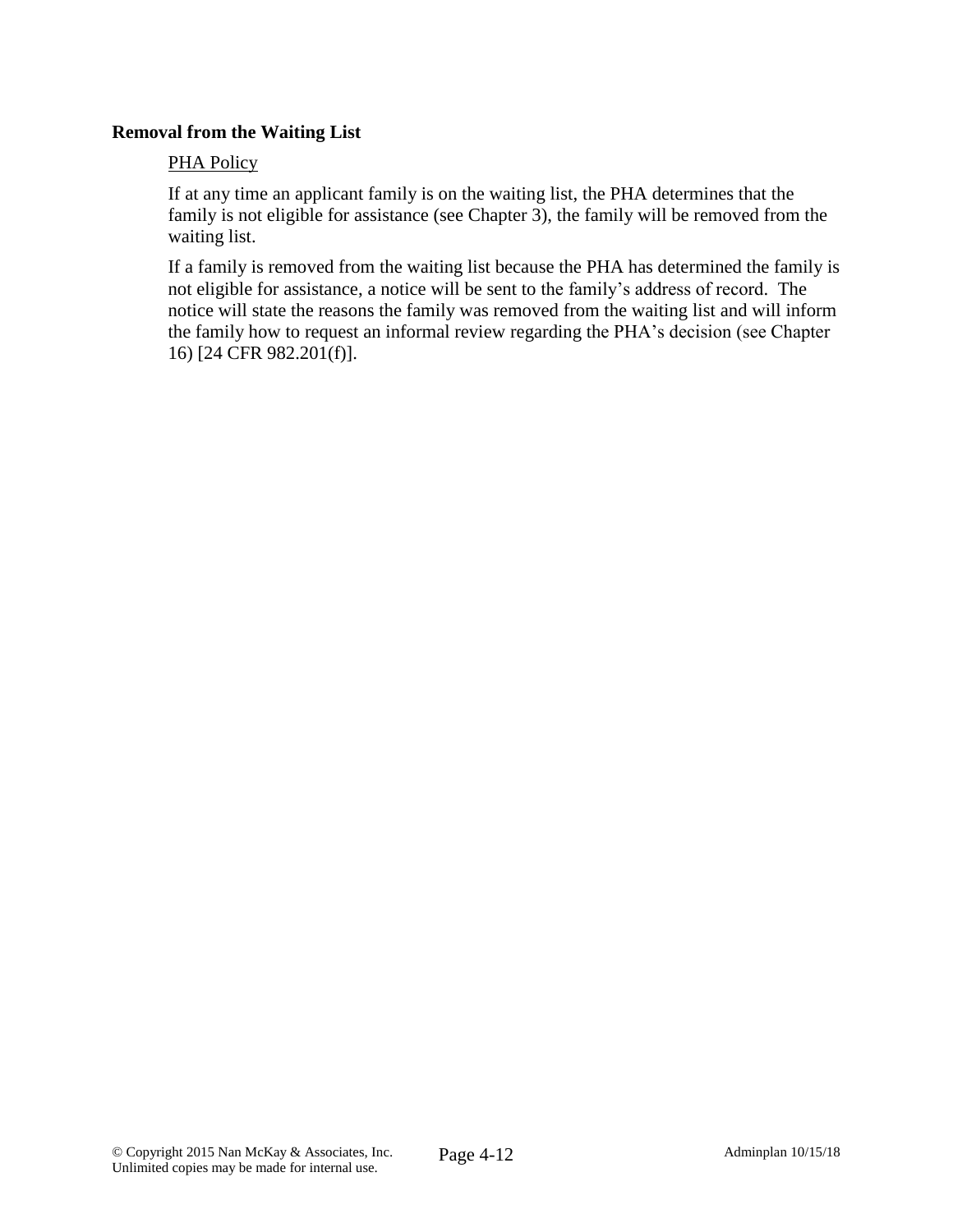**Removal from the Waiting List**

PHA Policy

If at any time an applicant family is on the waiting list, the PHA determines that the family is not eligible for assistance (see Chapter 3), the family will be removed from the waiting list.

If a family is removed from the waiting list because the PHA has determined the family is not eligible for assistance, a notice will be sent to the family's address of record. The notice will state the reasons the family was removed from the waiting list and will inform the family how to request an informal review regarding the PHA's decision (see Chapter 16) [24 CFR 982.201(f)].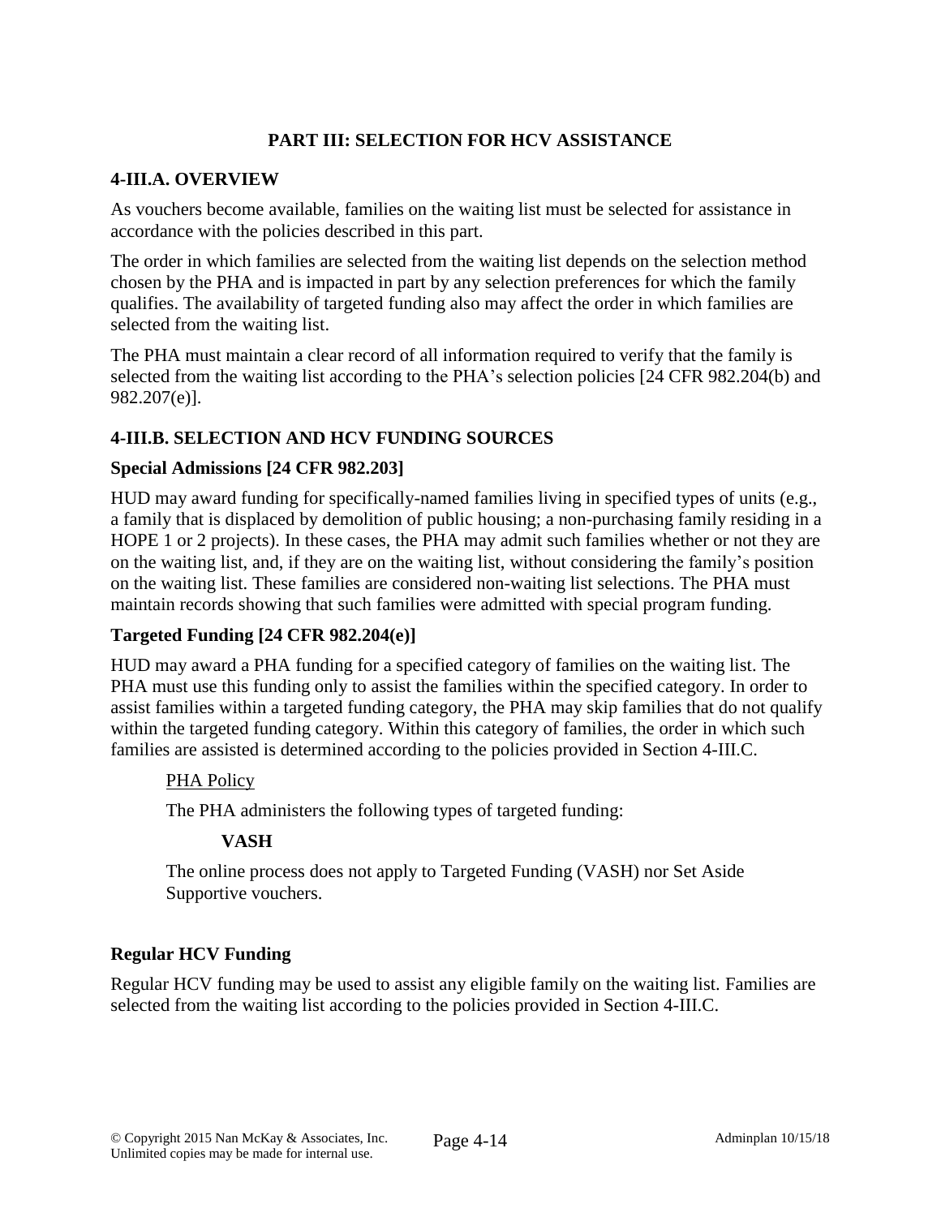## PART III: SELECTION FOR HCV ASSISTANCE

### 4-III.A. OVERVIEW

As vouchers become available, families on the waiting list must be selected for assistance in accordance with the policies described in this part.

The order in which families are selected from the waiting list depends on the selection method chosen by the PHA and is impacted in part by any selection preferences for which the family qualifies. The availability of targeted funding also may affect the order in which families are selected from the waiting list.

The PHA must maintain a clear record of all information required to verify that the family is selected from the waiting list according to the PHA's selection policies [24 CFR 982.204(b) and 982.207(e)].

### 4-III.B. SELECTION AND HCV FUNDING SOURCES

#### Special Admissions [24 CFR 982.203]

HUD may award funding for specifically-named families living in specified types of units (e.g., a family that is displaced by demolition of public housing; a non-purchasing family residing in a HOPE 1 or 2 projects). In these cases, the PHA may admit such families whether or not they are on the waiting list, and, if they are on the waiting list, without considering the family's position on the waiting list. These families are considered non-waiting list selections. The PHA must maintain records showing that such families were admitted with special program funding.

#### Targeted Funding [24 CFR 982.204(e)]

HUD may award a PHA funding for a specified category of families on the waiting list. The PHA must use this funding only to assist the families within the specified category. In order to assist families within a targeted funding category, the PHA may skip families that do not qualify within the targeted funding category. Within this category of families, the order in which such families are assisted is determined according to the policies provided in Section 4-III.C.

PHA Policy

The PHA administers the following types of targeted funding:

**VASH**

The online process does not apply to Targeted Funding (VASH) nor Set Aside Supportive vouchers.

#### Regular HCV Funding

Regular HCV funding may be used to assist any eligible family on the waiting list. Families are selected from the waiting list according to the policies provided in Section 4-III.C.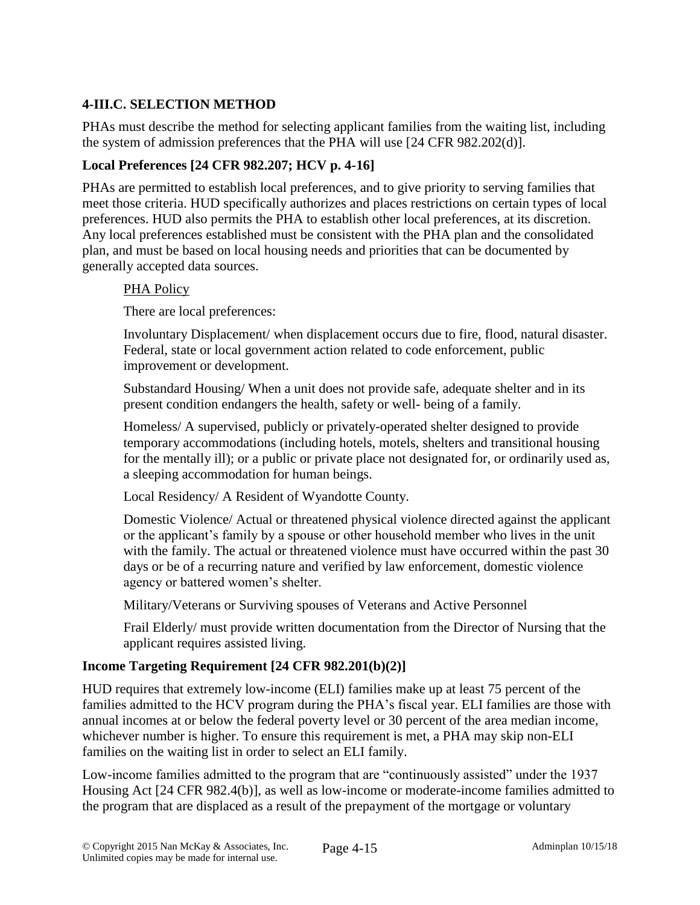## 4-III.C. SELECTION METHOD

PHAs must describe the method for selecting applicant families from the waiting list, including the system of admission preferences that the PHA will use [24 CFR 982.202(d)].

### Local Preferences [24 CFR 982.207; HCV p. 4-16]

PHAs are permitted to establish local preferences, and to give priority to serving families that meet those criteria. HUD specifically authorizes and places restrictions on certain types of local preferences. HUD also permits the PHA to establish other local preferences, at its discretion. Any local preferences established must be consistent with the PHA plan and the consolidated plan, and must be based on local housing needs and priorities that can be documented by generally accepted data sources.

> PHA Policy
>
> There are local preferences:
>
> Involuntary Displacement/ when displacement occurs due to fire, flood, natural disaster. Federal, state or local government action related to code enforcement, public improvement or development.
>
> Substandard Housing/ When a unit does not provide safe, adequate shelter and in its present condition endangers the health, safety or well- being of a family.
>
> Homeless/ A supervised, publicly or privately-operated shelter designed to provide temporary accommodations (including hotels, motels, shelters and transitional housing for the mentally ill); or a public or private place not designated for, or ordinarily used as, a sleeping accommodation for human beings.
>
> Local Residency/ A Resident of Wyandotte County.
>
> Domestic Violence/ Actual or threatened physical violence directed against the applicant or the applicant's family by a spouse or other household member who lives in the unit with the family. The actual or threatened violence must have occurred within the past 30 days or be of a recurring nature and verified by law enforcement, domestic violence agency or battered women's shelter.
>
> Military/Veterans or Surviving spouses of Veterans and Active Personnel
>
> Frail Elderly/ must provide written documentation from the Director of Nursing that the applicant requires assisted living.

### Income Targeting Requirement [24 CFR 982.201(b)(2)]

HUD requires that extremely low-income (ELI) families make up at least 75 percent of the families admitted to the HCV program during the PHA's fiscal year. ELI families are those with annual incomes at or below the federal poverty level or 30 percent of the area median income, whichever number is higher. To ensure this requirement is met, a PHA may skip non-ELI families on the waiting list in order to select an ELI family.

Low-income families admitted to the program that are "continuously assisted" under the 1937 Housing Act [24 CFR 982.4(b)], as well as low-income or moderate-income families admitted to the program that are displaced as a result of the prepayment of the mortgage or voluntary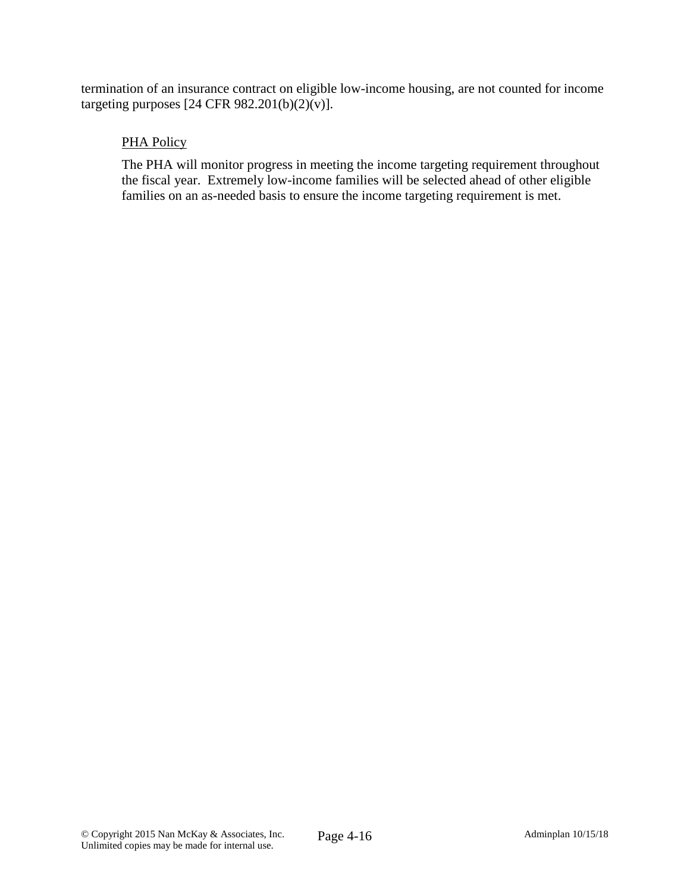termination of an insurance contract on eligible low-income housing, are not counted for income targeting purposes [24 CFR 982.201(b)(2)(v)].

<u>PHA Policy</u>

The PHA will monitor progress in meeting the income targeting requirement throughout the fiscal year. Extremely low-income families will be selected ahead of other eligible families on an as-needed basis to ensure the income targeting requirement is met.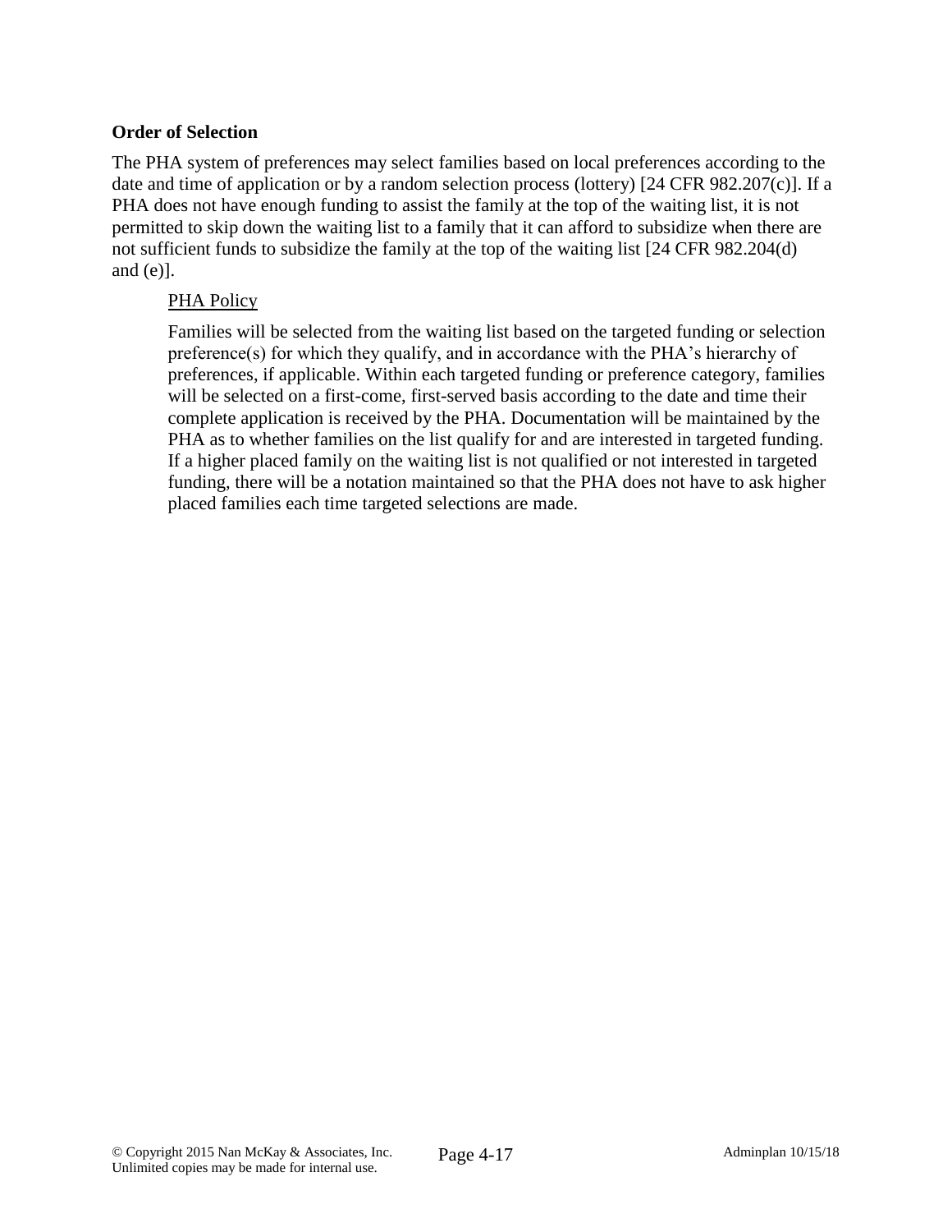**Order of Selection**

The PHA system of preferences may select families based on local preferences according to the date and time of application or by a random selection process (lottery) [24 CFR 982.207(c)]. If a PHA does not have enough funding to assist the family at the top of the waiting list, it is not permitted to skip down the waiting list to a family that it can afford to subsidize when there are not sufficient funds to subsidize the family at the top of the waiting list [24 CFR 982.204(d) and (e)].

<u>PHA Policy</u>

Families will be selected from the waiting list based on the targeted funding or selection preference(s) for which they qualify, and in accordance with the PHA's hierarchy of preferences, if applicable. Within each targeted funding or preference category, families will be selected on a first-come, first-served basis according to the date and time their complete application is received by the PHA. Documentation will be maintained by the PHA as to whether families on the list qualify for and are interested in targeted funding. If a higher placed family on the waiting list is not qualified or not interested in targeted funding, there will be a notation maintained so that the PHA does not have to ask higher placed families each time targeted selections are made.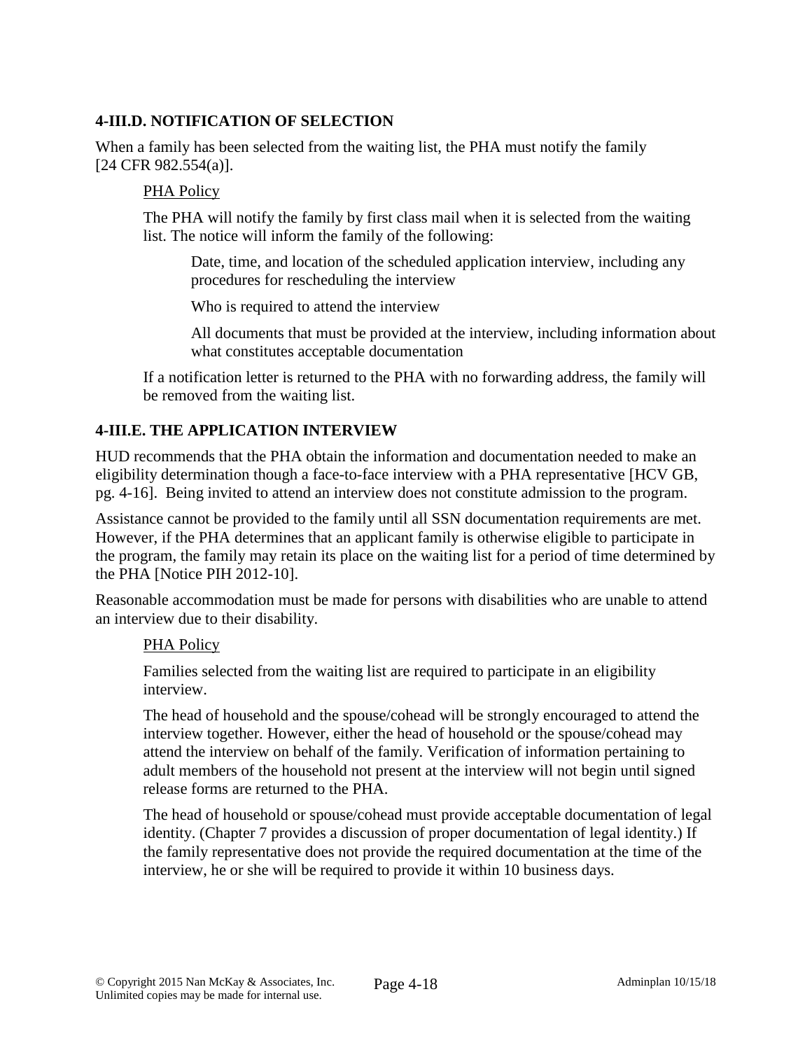### 4-III.D. NOTIFICATION OF SELECTION

When a family has been selected from the waiting list, the PHA must notify the family [24 CFR 982.554(a)].

PHA Policy

The PHA will notify the family by first class mail when it is selected from the waiting list. The notice will inform the family of the following:

Date, time, and location of the scheduled application interview, including any procedures for rescheduling the interview

Who is required to attend the interview

All documents that must be provided at the interview, including information about what constitutes acceptable documentation

If a notification letter is returned to the PHA with no forwarding address, the family will be removed from the waiting list.

### 4-III.E. THE APPLICATION INTERVIEW

HUD recommends that the PHA obtain the information and documentation needed to make an eligibility determination though a face-to-face interview with a PHA representative [HCV GB, pg. 4-16]. Being invited to attend an interview does not constitute admission to the program.

Assistance cannot be provided to the family until all SSN documentation requirements are met. However, if the PHA determines that an applicant family is otherwise eligible to participate in the program, the family may retain its place on the waiting list for a period of time determined by the PHA [Notice PIH 2012-10].

Reasonable accommodation must be made for persons with disabilities who are unable to attend an interview due to their disability.

PHA Policy

Families selected from the waiting list are required to participate in an eligibility interview.

The head of household and the spouse/cohead will be strongly encouraged to attend the interview together. However, either the head of household or the spouse/cohead may attend the interview on behalf of the family. Verification of information pertaining to adult members of the household not present at the interview will not begin until signed release forms are returned to the PHA.

The head of household or spouse/cohead must provide acceptable documentation of legal identity. (Chapter 7 provides a discussion of proper documentation of legal identity.) If the family representative does not provide the required documentation at the time of the interview, he or she will be required to provide it within 10 business days.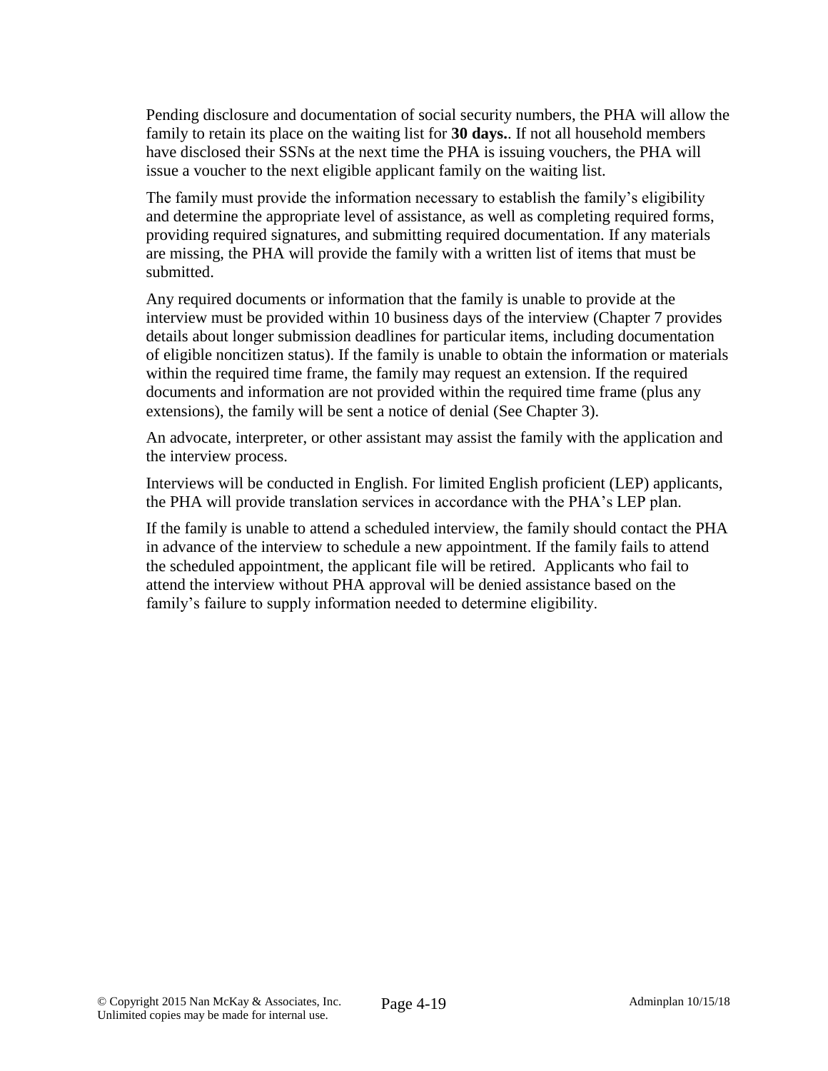Pending disclosure and documentation of social security numbers, the PHA will allow the family to retain its place on the waiting list for **30 days.**. If not all household members have disclosed their SSNs at the next time the PHA is issuing vouchers, the PHA will issue a voucher to the next eligible applicant family on the waiting list.

The family must provide the information necessary to establish the family's eligibility and determine the appropriate level of assistance, as well as completing required forms, providing required signatures, and submitting required documentation. If any materials are missing, the PHA will provide the family with a written list of items that must be submitted.

Any required documents or information that the family is unable to provide at the interview must be provided within 10 business days of the interview (Chapter 7 provides details about longer submission deadlines for particular items, including documentation of eligible noncitizen status). If the family is unable to obtain the information or materials within the required time frame, the family may request an extension. If the required documents and information are not provided within the required time frame (plus any extensions), the family will be sent a notice of denial (See Chapter 3).

An advocate, interpreter, or other assistant may assist the family with the application and the interview process.

Interviews will be conducted in English. For limited English proficient (LEP) applicants, the PHA will provide translation services in accordance with the PHA's LEP plan.

If the family is unable to attend a scheduled interview, the family should contact the PHA in advance of the interview to schedule a new appointment. If the family fails to attend the scheduled appointment, the applicant file will be retired. Applicants who fail to attend the interview without PHA approval will be denied assistance based on the family's failure to supply information needed to determine eligibility.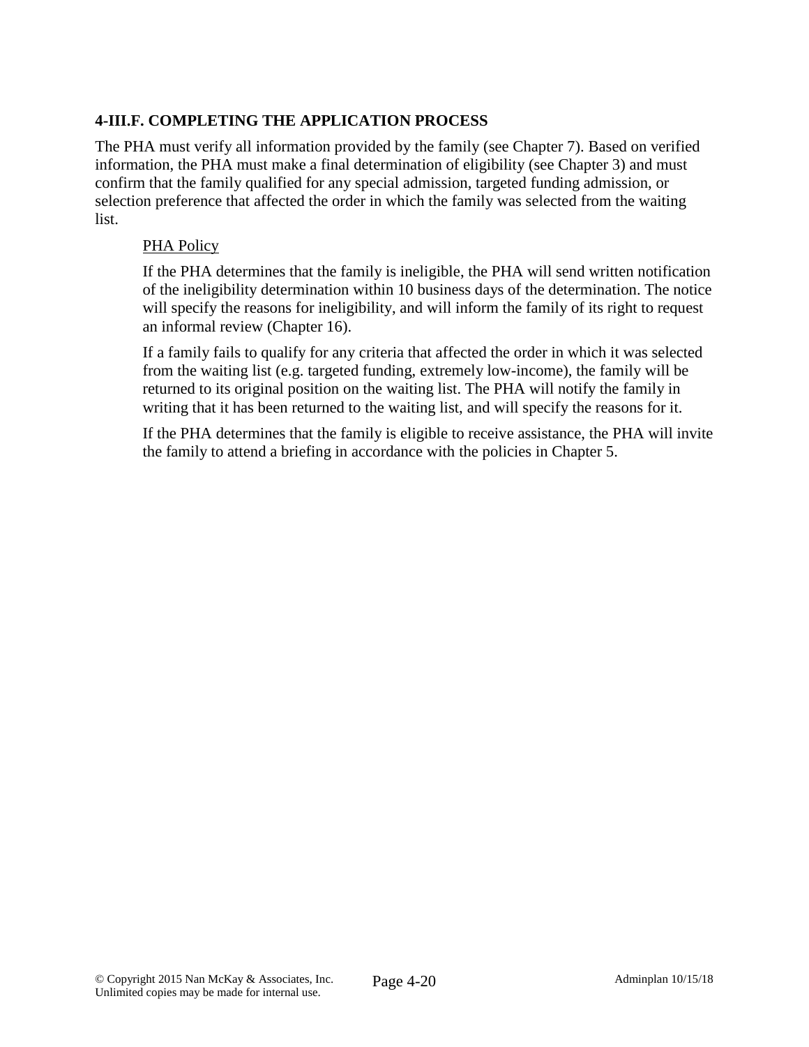### 4-III.F. COMPLETING THE APPLICATION PROCESS

The PHA must verify all information provided by the family (see Chapter 7). Based on verified information, the PHA must make a final determination of eligibility (see Chapter 3) and must confirm that the family qualified for any special admission, targeted funding admission, or selection preference that affected the order in which the family was selected from the waiting list.

<u>PHA Policy</u>

If the PHA determines that the family is ineligible, the PHA will send written notification of the ineligibility determination within 10 business days of the determination. The notice will specify the reasons for ineligibility, and will inform the family of its right to request an informal review (Chapter 16).

If a family fails to qualify for any criteria that affected the order in which it was selected from the waiting list (e.g. targeted funding, extremely low-income), the family will be returned to its original position on the waiting list. The PHA will notify the family in writing that it has been returned to the waiting list, and will specify the reasons for it.

If the PHA determines that the family is eligible to receive assistance, the PHA will invite the family to attend a briefing in accordance with the policies in Chapter 5.